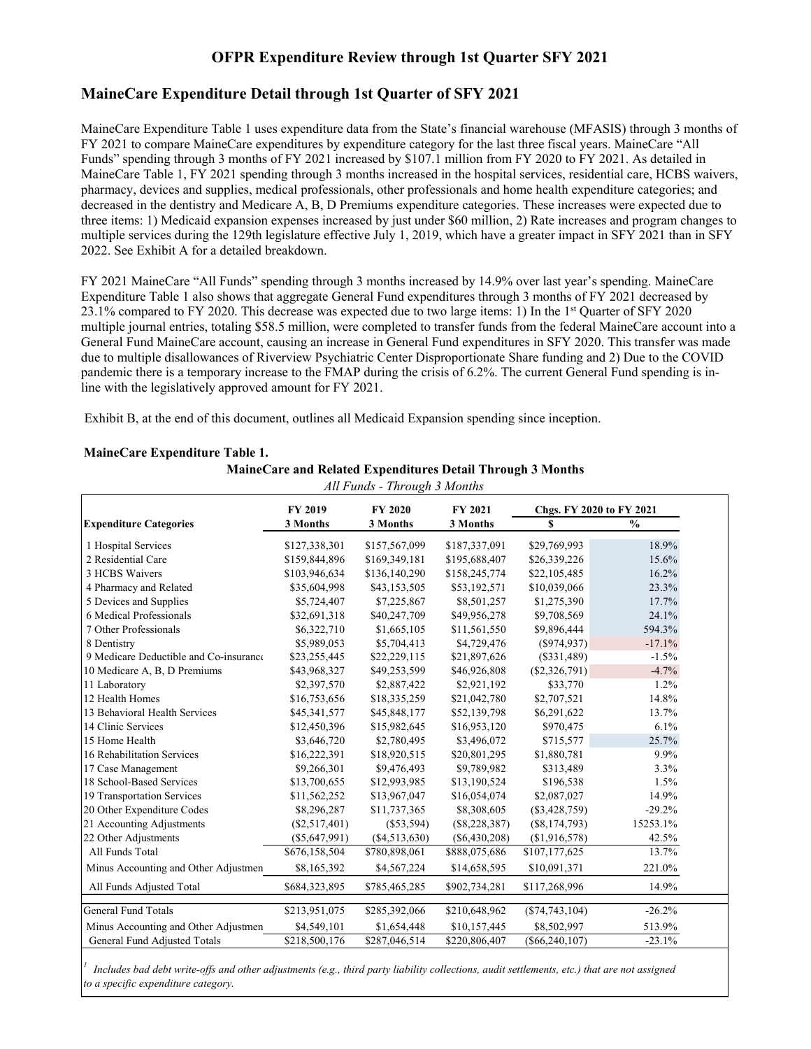# OFPR Expenditure Review through 1st Quarter SFY 2021

## MaineCare Expenditure Detail through 1st Quarter of SFY 2021

MaineCare Expenditure Table 1 uses expenditure data from the State's financial warehouse (MFASIS) through 3 months of FY 2021 to compare MaineCare expenditures by expenditure category for the last three fiscal years. MaineCare "All Funds" spending through 3 months of FY 2021 increased by $107.1 million from FY 2020 to FY 2021. As detailed in MaineCare Table 1, FY 2021 spending through 3 months increased in the hospital services, residential care, HCBS waivers, pharmacy, devices and supplies, medical professionals, other professionals and home health expenditure categories; and decreased in the dentistry and Medicare A, B, D Premiums expenditure categories. These increases were expected due to three items: 1) Medicaid expansion expenses increased by just under $60 million, 2) Rate increases and program changes to multiple services during the 129th legislature effective July 1, 2019, which have a greater impact in SFY 2021 than in SFY 2022. See Exhibit A for a detailed breakdown.

FY 2021 MaineCare "All Funds" spending through 3 months increased by 14.9% over last year's spending. MaineCare Expenditure Table 1 also shows that aggregate General Fund expenditures through 3 months of FY 2021 decreased by 23.1% compared to FY 2020. This decrease was expected due to two large items: 1) In the 1st Quarter of SFY 2020 multiple journal entries, totaling $58.5 million, were completed to transfer funds from the federal MaineCare account into a General Fund MaineCare account, causing an increase in General Fund expenditures in SFY 2020. This transfer was made due to multiple disallowances of Riverview Psychiatric Center Disproportionate Share funding and 2) Due to the COVID pandemic there is a temporary increase to the FMAP during the crisis of 6.2%. The current General Fund spending is in-line with the legislatively approved amount for FY 2021.

Exhibit B, at the end of this document, outlines all Medicaid Expansion spending since inception.

**MaineCare Expenditure Table 1.**

**MaineCare and Related Expenditures Detail Through 3 Months**

*All Funds - Through 3 Months*

| Expenditure Categories | FY 2019 3 Months | FY 2020 3 Months | FY 2021 3 Months | Chgs. FY 2020 to FY 2021 $ | Chgs. FY 2020 to FY 2021 % |
|---|---|---|---|---|---|
| 1 Hospital Services | $127,338,301 | $157,567,099 | $187,337,091 | $29,769,993 | 18.9% |
| 2 Residential Care | $159,844,896 | $169,349,181 | $195,688,407 | $26,339,226 | 15.6% |
| 3 HCBS Waivers | $103,946,634 | $136,140,290 | $158,245,774 | $22,105,485 | 16.2% |
| 4 Pharmacy and Related | $35,604,998 | $43,153,505 | $53,192,571 | $10,039,066 | 23.3% |
| 5 Devices and Supplies | $5,724,407 | $7,225,867 | $8,501,257 | $1,275,390 | 17.7% |
| 6 Medical Professionals | $32,691,318 | $40,247,709 | $49,956,278 | $9,708,569 | 24.1% |
| 7 Other Professionals | $6,322,710 | $1,665,105 | $11,561,550 | $9,896,444 | 594.3% |
| 8 Dentistry | $5,989,053 | $5,704,413 | $4,729,476 | ($974,937) | -17.1% |
| 9 Medicare Deductible and Co-insurance | $23,255,445 | $22,229,115 | $21,897,626 | ($331,489) | -1.5% |
| 10 Medicare A, B, D Premiums | $43,968,327 | $49,253,599 | $46,926,808 | ($2,326,791) | -4.7% |
| 11 Laboratory | $2,397,570 | $2,887,422 | $2,921,192 | $33,770 | 1.2% |
| 12 Health Homes | $16,753,656 | $18,335,259 | $21,042,780 | $2,707,521 | 14.8% |
| 13 Behavioral Health Services | $45,341,577 | $45,848,177 | $52,139,798 | $6,291,622 | 13.7% |
| 14 Clinic Services | $12,450,396 | $15,982,645 | $16,953,120 | $970,475 | 6.1% |
| 15 Home Health | $3,646,720 | $2,780,495 | $3,496,072 | $715,577 | 25.7% |
| 16 Rehabilitation Services | $16,222,391 | $18,920,515 | $20,801,295 | $1,880,781 | 9.9% |
| 17 Case Management | $9,266,301 | $9,476,493 | $9,789,982 | $313,489 | 3.3% |
| 18 School-Based Services | $13,700,655 | $12,993,985 | $13,190,524 | $196,538 | 1.5% |
| 19 Transportation Services | $11,562,252 | $13,967,047 | $16,054,074 | $2,087,027 | 14.9% |
| 20 Other Expenditure Codes | $8,296,287 | $11,737,365 | $8,308,605 | ($3,428,759) | -29.2% |
| 21 Accounting Adjustments | ($2,517,401) | ($53,594) | ($8,228,387) | ($8,174,793) | 15253.1% |
| 22 Other Adjustments | ($5,647,991) | ($4,513,630) | ($6,430,208) | ($1,916,578) | 42.5% |
| All Funds Total | $676,158,504 | $780,898,061 | $888,075,686 | $107,177,625 | 13.7% |
| Minus Accounting and Other Adjustments | $8,165,392 | $4,567,224 | $14,658,595 | $10,091,371 | 221.0% |
| All Funds Adjusted Total | $684,323,895 | $785,465,285 | $902,734,281 | $117,268,996 | 14.9% |
| General Fund Totals | $213,951,075 | $285,392,066 | $210,648,962 | ($74,743,104) | -26.2% |
| Minus Accounting and Other Adjustments | $4,549,101 | $1,654,448 | $10,157,445 | $8,502,997 | 513.9% |
| General Fund Adjusted Totals | $218,500,176 | $287,046,514 | $220,806,407 | ($66,240,107) | -23.1% |

[1] *Includes bad debt write-offs and other adjustments (e.g., third party liability collections, audit settlements, etc.) that are not assigned to a specific expenditure category.*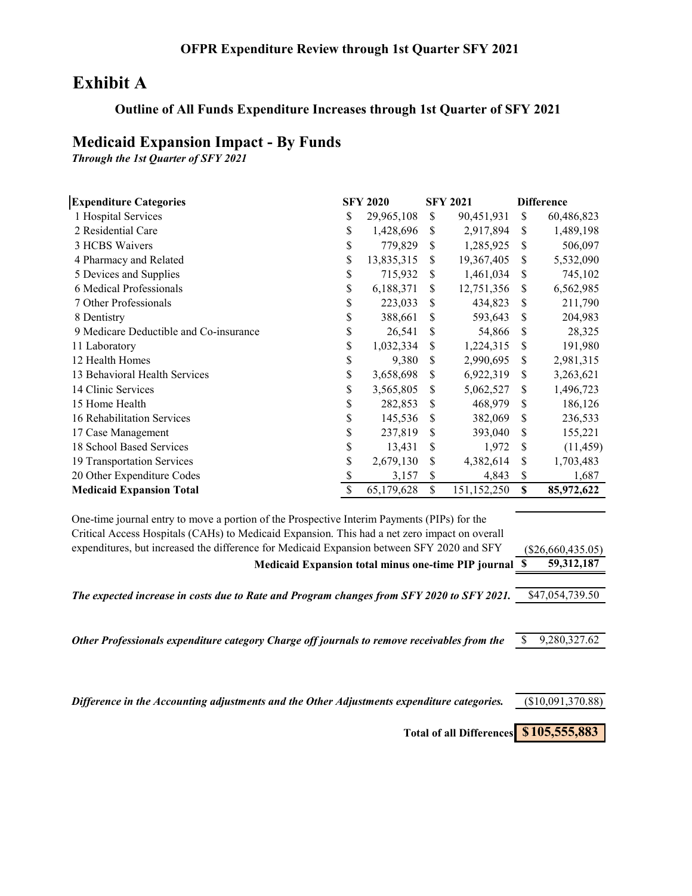**OFPR Expenditure Review through 1st Quarter SFY 2021**

# Exhibit A

**Outline of All Funds Expenditure Increases through 1st Quarter of SFY 2021**

## Medicaid Expansion Impact - By Funds

***Through the 1st Quarter of SFY 2021***

| Expenditure Categories | SFY 2020 | SFY 2021 | Difference |
|---|---|---|---|
| 1 Hospital Services | $ 29,965,108 | $ 90,451,931 | $ 60,486,823 |
| 2 Residential Care | $ 1,428,696 | $ 2,917,894 | $ 1,489,198 |
| 3 HCBS Waivers | $ 779,829 | $ 1,285,925 | $ 506,097 |
| 4 Pharmacy and Related | $ 13,835,315 | $ 19,367,405 | $ 5,532,090 |
| 5 Devices and Supplies | $ 715,932 | $ 1,461,034 | $ 745,102 |
| 6 Medical Professionals | $ 6,188,371 | $ 12,751,356 | $ 6,562,985 |
| 7 Other Professionals | $ 223,033 | $ 434,823 | $ 211,790 |
| 8 Dentistry | $ 388,661 | $ 593,643 | $ 204,983 |
| 9 Medicare Deductible and Co-insurance | $ 26,541 | $ 54,866 | $ 28,325 |
| 11 Laboratory | $ 1,032,334 | $ 1,224,315 | $ 191,980 |
| 12 Health Homes | $ 9,380 | $ 2,990,695 | $ 2,981,315 |
| 13 Behavioral Health Services | $ 3,658,698 | $ 6,922,319 | $ 3,263,621 |
| 14 Clinic Services | $ 3,565,805 | $ 5,062,527 | $ 1,496,723 |
| 15 Home Health | $ 282,853 | $ 468,979 | $ 186,126 |
| 16 Rehabilitation Services | $ 145,536 | $ 382,069 | $ 236,533 |
| 17 Case Management | $ 237,819 | $ 393,040 | $ 155,221 |
| 18 School Based Services | $ 13,431 | $ 1,972 | $ (11,459) |
| 19 Transportation Services | $ 2,679,130 | $ 4,382,614 | $ 1,703,483 |
| 20 Other Expenditure Codes | $ 3,157 | $ 4,843 | $ 1,687 |
| **Medicaid Expansion Total** | $ 65,179,628 | $ 151,152,250 | **$ 85,972,622** |

| | |
|---|---|
| One-time journal entry to move a portion of the Prospective Interim Payments (PIPs) for the Critical Access Hospitals (CAHs) to Medicaid Expansion. This had a net zero impact on overall expenditures, but increased the difference for Medicaid Expansion between SFY 2020 and SFY | ($26,660,435.05) |
| **Medicaid Expansion total minus one-time PIP journal** | **$ 59,312,187** |
| ***The expected increase in costs due to Rate and Program changes from SFY 2020 to SFY 2021.*** | $47,054,739.50 |
| ***Other Professionals expenditure category Charge off journals to remove receivables from the*** | $ 9,280,327.62 |
| ***Difference in the Accounting adjustments and the Other Adjustments expenditure categories.*** | ($10,091,370.88) |
| **Total of all Differences** | **$105,555,883** |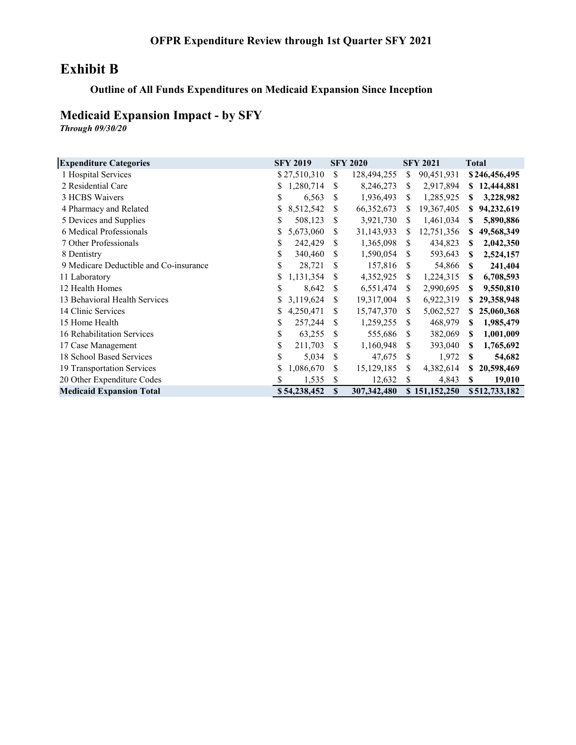## OFPR Expenditure Review through 1st Quarter SFY 2021

# Exhibit B

### Outline of All Funds Expenditures on Medicaid Expansion Since Inception

## Medicaid Expansion Impact - by SFY

***Through 09/30/20***

| Expenditure Categories | SFY 2019 | SFY 2020 | SFY 2021 | Total |
|---|---|---|---|---|
| 1 Hospital Services | $ 27,510,310 | $ 128,494,255 | $ 90,451,931 | **$ 246,456,495** |
| 2 Residential Care | $ 1,280,714 | $ 8,246,273 | $ 2,917,894 | **$ 12,444,881** |
| 3 HCBS Waivers | $ 6,563 | $ 1,936,493 | $ 1,285,925 | **$ 3,228,982** |
| 4 Pharmacy and Related | $ 8,512,542 | $ 66,352,673 | $ 19,367,405 | **$ 94,232,619** |
| 5 Devices and Supplies | $ 508,123 | $ 3,921,730 | $ 1,461,034 | **$ 5,890,886** |
| 6 Medical Professionals | $ 5,673,060 | $ 31,143,933 | $ 12,751,356 | **$ 49,568,349** |
| 7 Other Professionals | $ 242,429 | $ 1,365,098 | $ 434,823 | **$ 2,042,350** |
| 8 Dentistry | $ 340,460 | $ 1,590,054 | $ 593,643 | **$ 2,524,157** |
| 9 Medicare Deductible and Co-insurance | $ 28,721 | $ 157,816 | $ 54,866 | **$ 241,404** |
| 11 Laboratory | $ 1,131,354 | $ 4,352,925 | $ 1,224,315 | **$ 6,708,593** |
| 12 Health Homes | $ 8,642 | $ 6,551,474 | $ 2,990,695 | **$ 9,550,810** |
| 13 Behavioral Health Services | $ 3,119,624 | $ 19,317,004 | $ 6,922,319 | **$ 29,358,948** |
| 14 Clinic Services | $ 4,250,471 | $ 15,747,370 | $ 5,062,527 | **$ 25,060,368** |
| 15 Home Health | $ 257,244 | $ 1,259,255 | $ 468,979 | **$ 1,985,479** |
| 16 Rehabilitation Services | $ 63,255 | $ 555,686 | $ 382,069 | **$ 1,001,009** |
| 17 Case Management | $ 211,703 | $ 1,160,948 | $ 393,040 | **$ 1,765,692** |
| 18 School Based Services | $ 5,034 | $ 47,675 | $ 1,972 | **$ 54,682** |
| 19 Transportation Services | $ 1,086,670 | $ 15,129,185 | $ 4,382,614 | **$ 20,598,469** |
| 20 Other Expenditure Codes | $ 1,535 | $ 12,632 | $ 4,843 | **$ 19,010** |
| **Medicaid Expansion Total** | **$ 54,238,452** | **$ 307,342,480** | **$ 151,152,250** | **$ 512,733,182** |